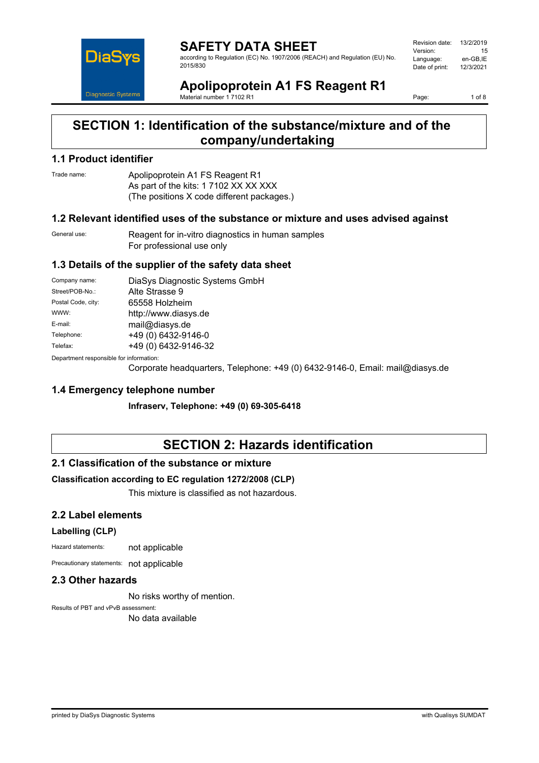# SAFETY DATA SHEET

according to Regulation (EC) No. 1907/2006 (REACH) and Regulation (EU) No. 2015/830

| Revision date: | 13/2/2019 |
|---|---|
| Version: | 15 |
| Language: | en-GB,IE |
| Date of print: | 12/3/2021 |

# Apolipoprotein A1 FS Reagent R1

Material number 1 7102 R1

## SECTION 1: Identification of the substance/mixture and of the company/undertaking

### 1.1 Product identifier

Trade name: Apolipoprotein A1 FS Reagent R1
As part of the kits: 1 7102 XX XX XXX
(The positions X code different packages.)

### 1.2 Relevant identified uses of the substance or mixture and uses advised against

General use: Reagent for in-vitro diagnostics in human samples
For professional use only

### 1.3 Details of the supplier of the safety data sheet

| | |
|---|---|
| Company name: | DiaSys Diagnostic Systems GmbH |
| Street/POB-No.: | Alte Strasse 9 |
| Postal Code, city: | 65558 Holzheim |
| WWW: | http://www.diasys.de |
| E-mail: | mail@diasys.de |
| Telephone: | +49 (0) 6432-9146-0 |
| Telefax: | +49 (0) 6432-9146-32 |

Department responsible for information:
Corporate headquarters, Telephone: +49 (0) 6432-9146-0, Email: mail@diasys.de

### 1.4 Emergency telephone number

**Infraserv, Telephone: +49 (0) 69-305-6418**

## SECTION 2: Hazards identification

### 2.1 Classification of the substance or mixture

**Classification according to EC regulation 1272/2008 (CLP)**

This mixture is classified as not hazardous.

### 2.2 Label elements

**Labelling (CLP)**

Hazard statements: not applicable

Precautionary statements: not applicable

### 2.3 Other hazards

No risks worthy of mention.

Results of PBT and vPvB assessment:
No data available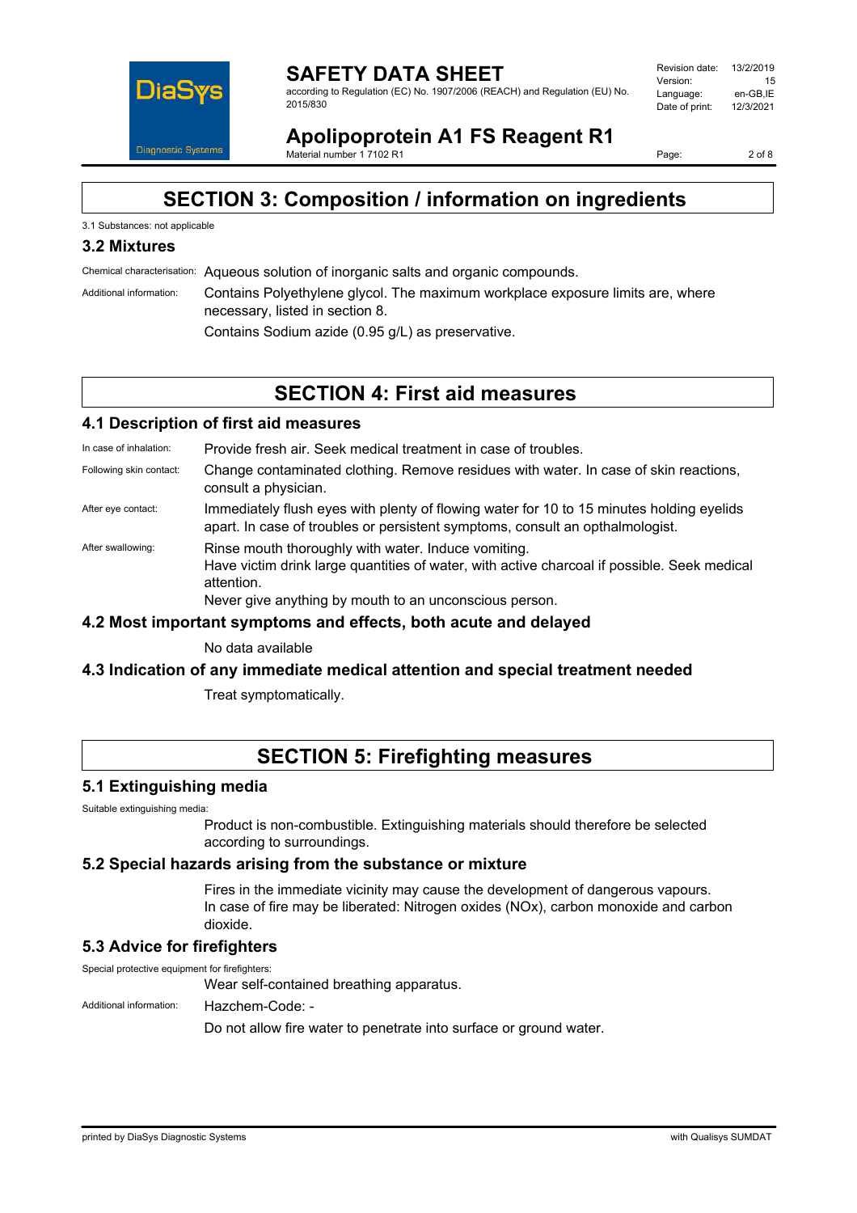## SECTION 3: Composition / information on ingredients

3.1 Substances: not applicable

### 3.2 Mixtures

Chemical characterisation: Aqueous solution of inorganic salts and organic compounds.

Additional information: Contains Polyethylene glycol. The maximum workplace exposure limits are, where necessary, listed in section 8.

Contains Sodium azide (0.95 g/L) as preservative.

## SECTION 4: First aid measures

### 4.1 Description of first aid measures

In case of inhalation: Provide fresh air. Seek medical treatment in case of troubles.

Following skin contact: Change contaminated clothing. Remove residues with water. In case of skin reactions, consult a physician.

After eye contact: Immediately flush eyes with plenty of flowing water for 10 to 15 minutes holding eyelids apart. In case of troubles or persistent symptoms, consult an opthalmologist.

After swallowing: Rinse mouth thoroughly with water. Induce vomiting.
Have victim drink large quantities of water, with active charcoal if possible. Seek medical attention.
Never give anything by mouth to an unconscious person.

### 4.2 Most important symptoms and effects, both acute and delayed

No data available

### 4.3 Indication of any immediate medical attention and special treatment needed

Treat symptomatically.

## SECTION 5: Firefighting measures

### 5.1 Extinguishing media

Suitable extinguishing media:

Product is non-combustible. Extinguishing materials should therefore be selected according to surroundings.

### 5.2 Special hazards arising from the substance or mixture

Fires in the immediate vicinity may cause the development of dangerous vapours.
In case of fire may be liberated: Nitrogen oxides (NOx), carbon monoxide and carbon dioxide.

### 5.3 Advice for firefighters

Special protective equipment for firefighters:

Wear self-contained breathing apparatus.

Additional information: Hazchem-Code: -

Do not allow fire water to penetrate into surface or ground water.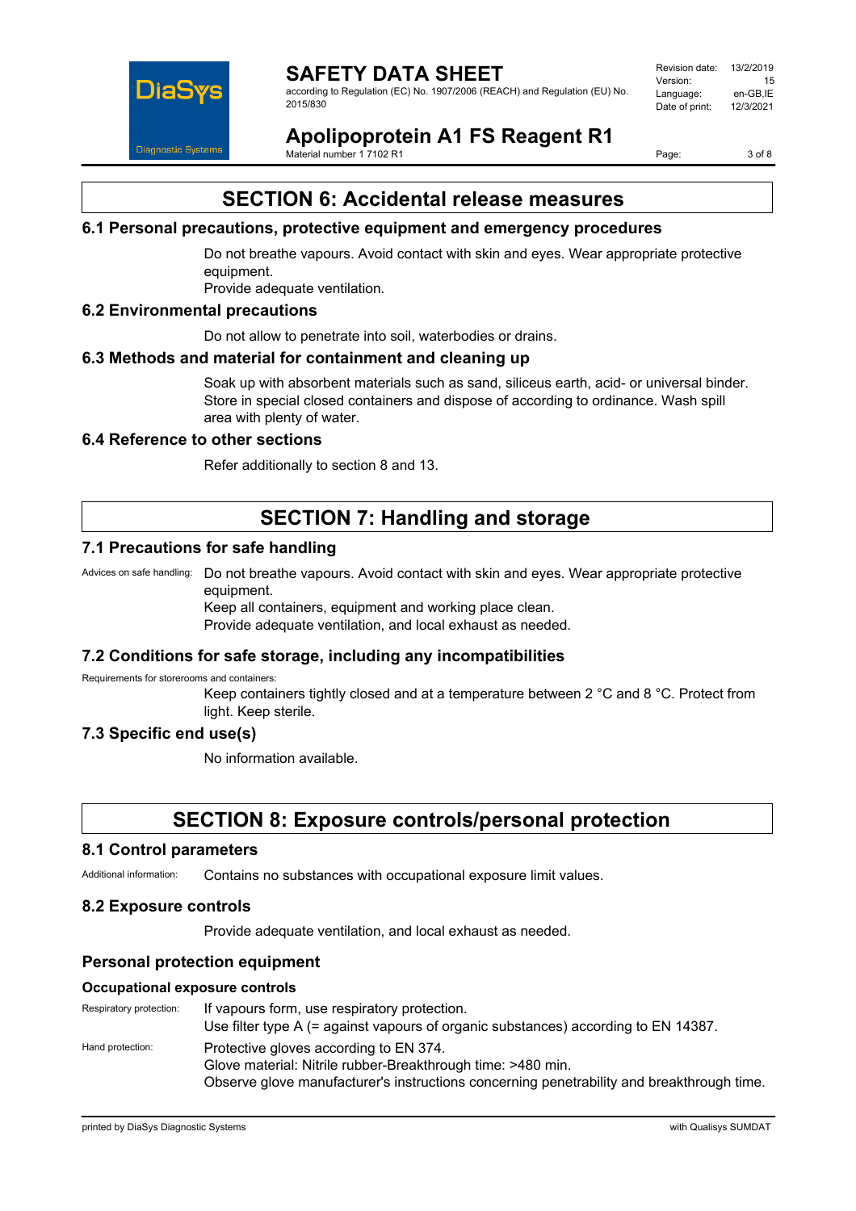# SECTION 6: Accidental release measures

## 6.1 Personal precautions, protective equipment and emergency procedures

Do not breathe vapours. Avoid contact with skin and eyes. Wear appropriate protective equipment.
Provide adequate ventilation.

## 6.2 Environmental precautions

Do not allow to penetrate into soil, waterbodies or drains.

## 6.3 Methods and material for containment and cleaning up

Soak up with absorbent materials such as sand, siliceus earth, acid- or universal binder. Store in special closed containers and dispose of according to ordinance. Wash spill area with plenty of water.

## 6.4 Reference to other sections

Refer additionally to section 8 and 13.

# SECTION 7: Handling and storage

## 7.1 Precautions for safe handling

Advices on safe handling: Do not breathe vapours. Avoid contact with skin and eyes. Wear appropriate protective equipment.
Keep all containers, equipment and working place clean.
Provide adequate ventilation, and local exhaust as needed.

## 7.2 Conditions for safe storage, including any incompatibilities

Requirements for storerooms and containers:

Keep containers tightly closed and at a temperature between 2 °C and 8 °C. Protect from light. Keep sterile.

## 7.3 Specific end use(s)

No information available.

# SECTION 8: Exposure controls/personal protection

## 8.1 Control parameters

Additional information: Contains no substances with occupational exposure limit values.

## 8.2 Exposure controls

Provide adequate ventilation, and local exhaust as needed.

### Personal protection equipment

#### Occupational exposure controls

Respiratory protection: If vapours form, use respiratory protection.
Use filter type A (= against vapours of organic substances) according to EN 14387.

Hand protection: Protective gloves according to EN 374.
Glove material: Nitrile rubber-Breakthrough time: >480 min.
Observe glove manufacturer's instructions concerning penetrability and breakthrough time.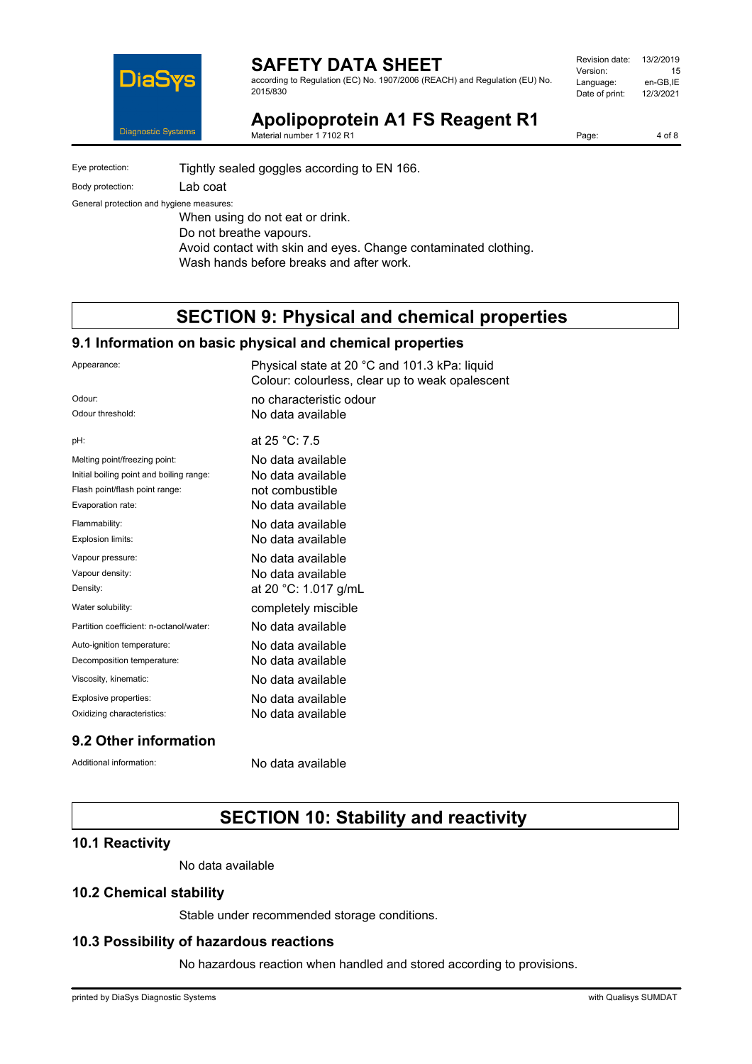Eye protection: Tightly sealed goggles according to EN 166.

Body protection: Lab coat

General protection and hygiene measures:

When using do not eat or drink.
Do not breathe vapours.
Avoid contact with skin and eyes. Change contaminated clothing.
Wash hands before breaks and after work.

# SECTION 9: Physical and chemical properties

## 9.1 Information on basic physical and chemical properties

| | |
|---|---|
| Appearance: | Physical state at 20 °C and 101.3 kPa: liquid<br>Colour: colourless, clear up to weak opalescent |
| Odour: | no characteristic odour |
| Odour threshold: | No data available |
| pH: | at 25 °C: 7.5 |
| Melting point/freezing point: | No data available |
| Initial boiling point and boiling range: | No data available |
| Flash point/flash point range: | not combustible |
| Evaporation rate: | No data available |
| Flammability: | No data available |
| Explosion limits: | No data available |
| Vapour pressure: | No data available |
| Vapour density: | No data available |
| Density: | at 20 °C: 1.017 g/mL |
| Water solubility: | completely miscible |
| Partition coefficient: n-octanol/water: | No data available |
| Auto-ignition temperature: | No data available |
| Decomposition temperature: | No data available |
| Viscosity, kinematic: | No data available |
| Explosive properties: | No data available |
| Oxidizing characteristics: | No data available |

## 9.2 Other information

Additional information: No data available

# SECTION 10: Stability and reactivity

## 10.1 Reactivity

No data available

## 10.2 Chemical stability

Stable under recommended storage conditions.

## 10.3 Possibility of hazardous reactions

No hazardous reaction when handled and stored according to provisions.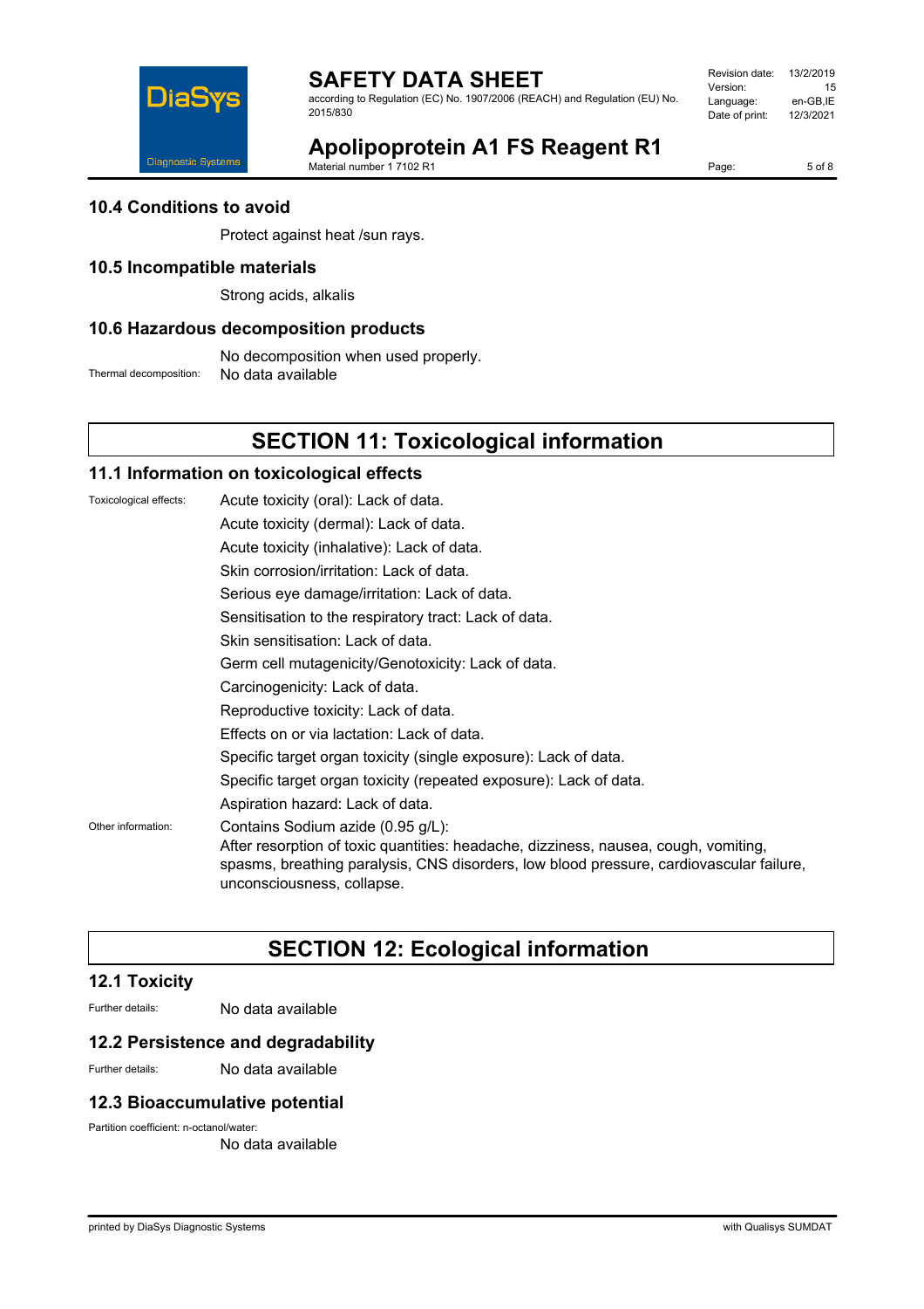### 10.4 Conditions to avoid

Protect against heat /sun rays.

### 10.5 Incompatible materials

Strong acids, alkalis

### 10.6 Hazardous decomposition products

No decomposition when used properly.

Thermal decomposition: No data available

## SECTION 11: Toxicological information

### 11.1 Information on toxicological effects

Toxicological effects:

Acute toxicity (oral): Lack of data.

Acute toxicity (dermal): Lack of data.

Acute toxicity (inhalative): Lack of data.

Skin corrosion/irritation: Lack of data.

Serious eye damage/irritation: Lack of data.

Sensitisation to the respiratory tract: Lack of data.

Skin sensitisation: Lack of data.

Germ cell mutagenicity/Genotoxicity: Lack of data.

Carcinogenicity: Lack of data.

Reproductive toxicity: Lack of data.

Effects on or via lactation: Lack of data.

Specific target organ toxicity (single exposure): Lack of data.

Specific target organ toxicity (repeated exposure): Lack of data.

Aspiration hazard: Lack of data.

Other information: Contains Sodium azide (0.95 g/L):
After resorption of toxic quantities: headache, dizziness, nausea, cough, vomiting, spasms, breathing paralysis, CNS disorders, low blood pressure, cardiovascular failure, unconsciousness, collapse.

## SECTION 12: Ecological information

### 12.1 Toxicity

Further details: No data available

### 12.2 Persistence and degradability

Further details: No data available

### 12.3 Bioaccumulative potential

Partition coefficient: n-octanol/water:
No data available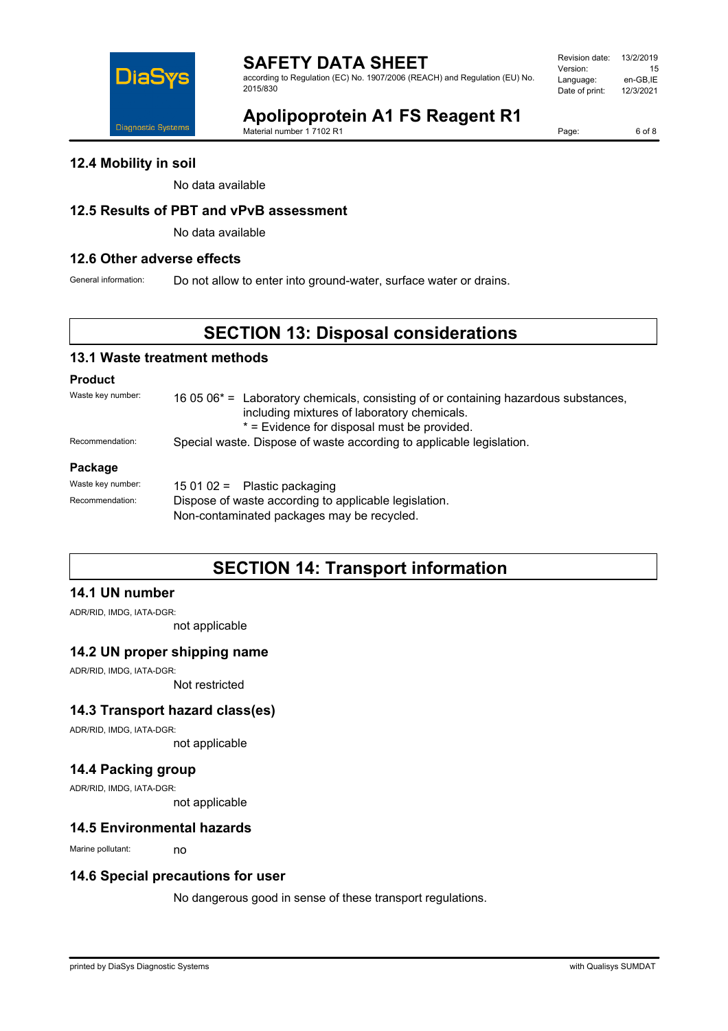## 12.4 Mobility in soil

No data available

## 12.5 Results of PBT and vPvB assessment

No data available

## 12.6 Other adverse effects

General information: Do not allow to enter into ground-water, surface water or drains.

# SECTION 13: Disposal considerations

## 13.1 Waste treatment methods

### Product

Waste key number: 16 05 06* = Laboratory chemicals, consisting of or containing hazardous substances, including mixtures of laboratory chemicals.
* = Evidence for disposal must be provided.

Recommendation: Special waste. Dispose of waste according to applicable legislation.

### Package

Waste key number: 15 01 02 = Plastic packaging

Recommendation: Dispose of waste according to applicable legislation.
Non-contaminated packages may be recycled.

# SECTION 14: Transport information

## 14.1 UN number

ADR/RID, IMDG, IATA-DGR:
not applicable

## 14.2 UN proper shipping name

ADR/RID, IMDG, IATA-DGR:
Not restricted

## 14.3 Transport hazard class(es)

ADR/RID, IMDG, IATA-DGR:
not applicable

## 14.4 Packing group

ADR/RID, IMDG, IATA-DGR:
not applicable

## 14.5 Environmental hazards

Marine pollutant: no

## 14.6 Special precautions for user

No dangerous good in sense of these transport regulations.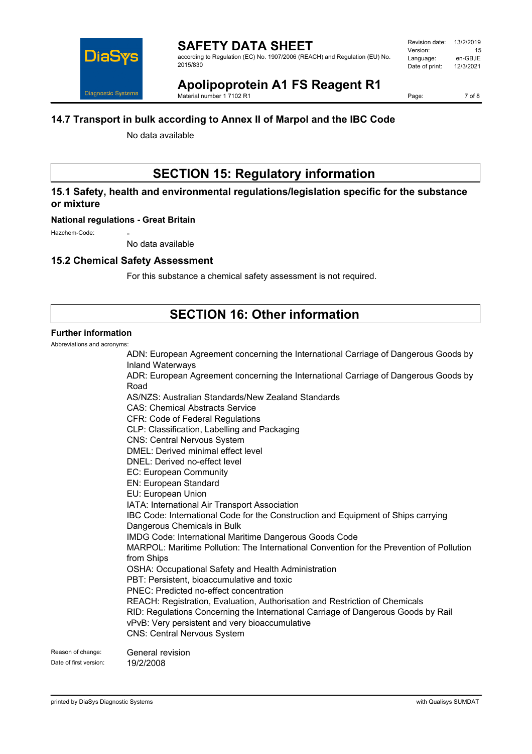### 14.7 Transport in bulk according to Annex II of Marpol and the IBC Code

No data available

## SECTION 15: Regulatory information

### 15.1 Safety, health and environmental regulations/legislation specific for the substance or mixture

**National regulations - Great Britain**

Hazchem-Code: -

No data available

### 15.2 Chemical Safety Assessment

For this substance a chemical safety assessment is not required.

## SECTION 16: Other information

**Further information**

Abbreviations and acronyms:

ADN: European Agreement concerning the International Carriage of Dangerous Goods by Inland Waterways
ADR: European Agreement concerning the International Carriage of Dangerous Goods by Road
AS/NZS: Australian Standards/New Zealand Standards
CAS: Chemical Abstracts Service
CFR: Code of Federal Regulations
CLP: Classification, Labelling and Packaging
CNS: Central Nervous System
DMEL: Derived minimal effect level
DNEL: Derived no-effect level
EC: European Community
EN: European Standard
EU: European Union
IATA: International Air Transport Association
IBC Code: International Code for the Construction and Equipment of Ships carrying Dangerous Chemicals in Bulk
IMDG Code: International Maritime Dangerous Goods Code
MARPOL: Maritime Pollution: The International Convention for the Prevention of Pollution from Ships
OSHA: Occupational Safety and Health Administration
PBT: Persistent, bioaccumulative and toxic
PNEC: Predicted no-effect concentration
REACH: Registration, Evaluation, Authorisation and Restriction of Chemicals
RID: Regulations Concerning the International Carriage of Dangerous Goods by Rail
vPvB: Very persistent and very bioaccumulative
CNS: Central Nervous System

Reason of change: General revision

Date of first version: 19/2/2008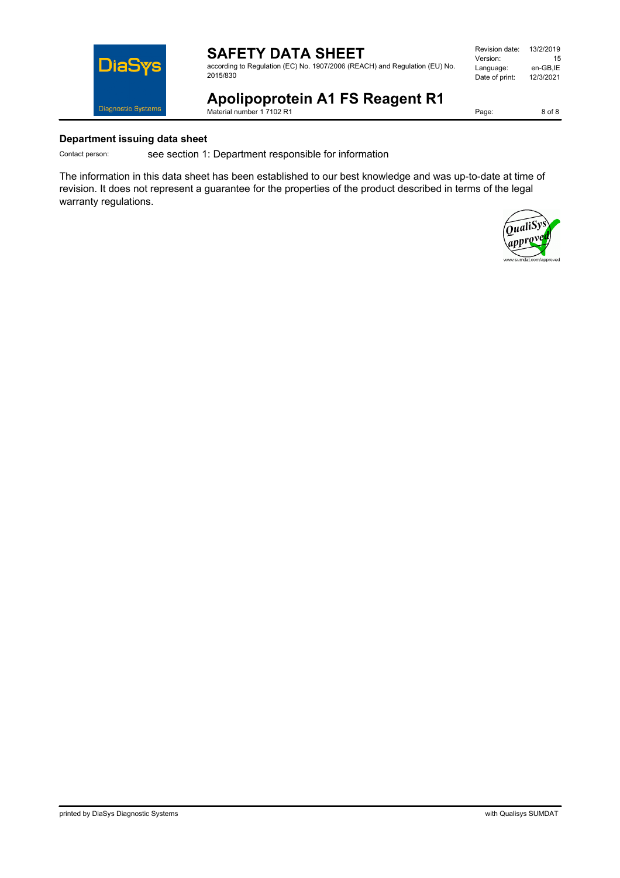### Department issuing data sheet

Contact person: see section 1: Department responsible for information

The information in this data sheet has been established to our best knowledge and was up-to-date at time of revision. It does not represent a guarantee for the properties of the product described in terms of the legal warranty regulations.